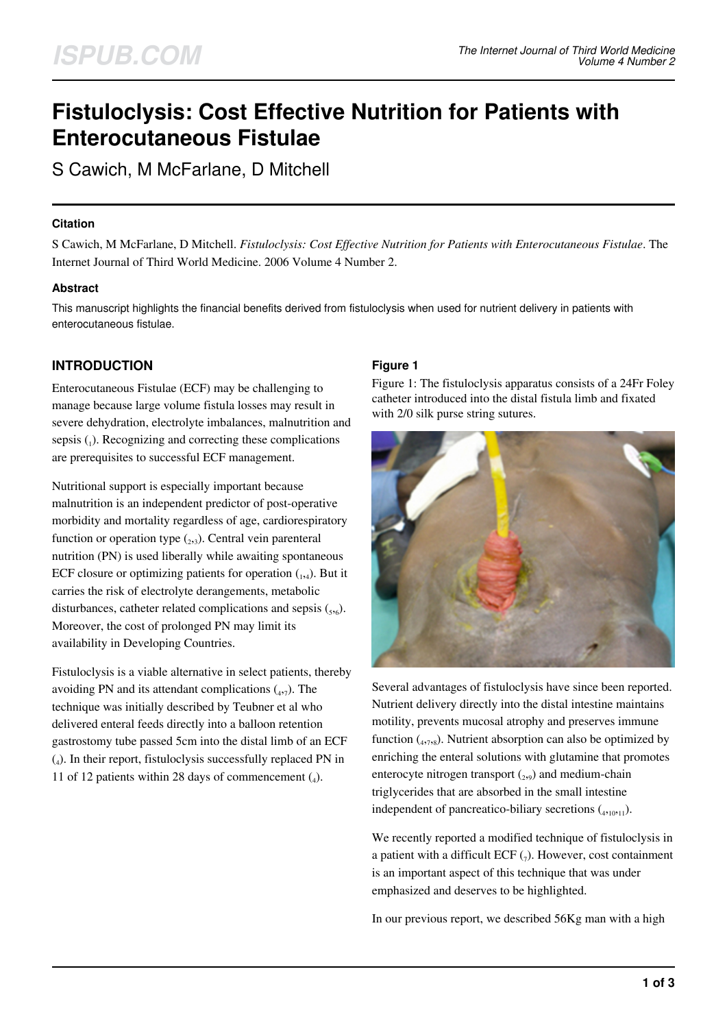# Fistuloclysis: Cost Effective Nutrition for Patients with Enterocutaneous Fistulae

S Cawich, M McFarlane, D Mitchell

### Citation

S Cawich, M McFarlane, D Mitchell. *Fistuloclysis: Cost Effective Nutrition for Patients with Enterocutaneous Fistulae*. The Internet Journal of Third World Medicine. 2006 Volume 4 Number 2.

### Abstract

This manuscript highlights the financial benefits derived from fistuloclysis when used for nutrient delivery in patients with enterocutaneous fistulae.

## INTRODUCTION

Enterocutaneous Fistulae (ECF) may be challenging to manage because large volume fistula losses may result in severe dehydration, electrolyte imbalances, malnutrition and sepsis ([1]). Recognizing and correcting these complications are prerequisites to successful ECF management.

Nutritional support is especially important because malnutrition is an independent predictor of post-operative morbidity and mortality regardless of age, cardiorespiratory function or operation type ([2,3]). Central vein parenteral nutrition (PN) is used liberally while awaiting spontaneous ECF closure or optimizing patients for operation ([1,4]). But it carries the risk of electrolyte derangements, metabolic disturbances, catheter related complications and sepsis ([5,6]). Moreover, the cost of prolonged PN may limit its availability in Developing Countries.

Fistuloclysis is a viable alternative in select patients, thereby avoiding PN and its attendant complications ([4,7]). The technique was initially described by Teubner et al who delivered enteral feeds directly into a balloon retention gastrostomy tube passed 5cm into the distal limb of an ECF ([4]). In their report, fistuloclysis successfully replaced PN in 11 of 12 patients within 28 days of commencement ([4]).

### Figure 1

Figure 1: The fistuloclysis apparatus consists of a 24Fr Foley catheter introduced into the distal fistula limb and fixated with 2/0 silk purse string sutures.

Several advantages of fistuloclysis have since been reported. Nutrient delivery directly into the distal intestine maintains motility, prevents mucosal atrophy and preserves immune function ([4,7,8]). Nutrient absorption can also be optimized by enriching the enteral solutions with glutamine that promotes enterocyte nitrogen transport ([2,9]) and medium-chain triglycerides that are absorbed in the small intestine independent of pancreatico-biliary secretions ([4,10,11]).

We recently reported a modified technique of fistuloclysis in a patient with a difficult ECF ([7]). However, cost containment is an important aspect of this technique that was under emphasized and deserves to be highlighted.

In our previous report, we described 56Kg man with a high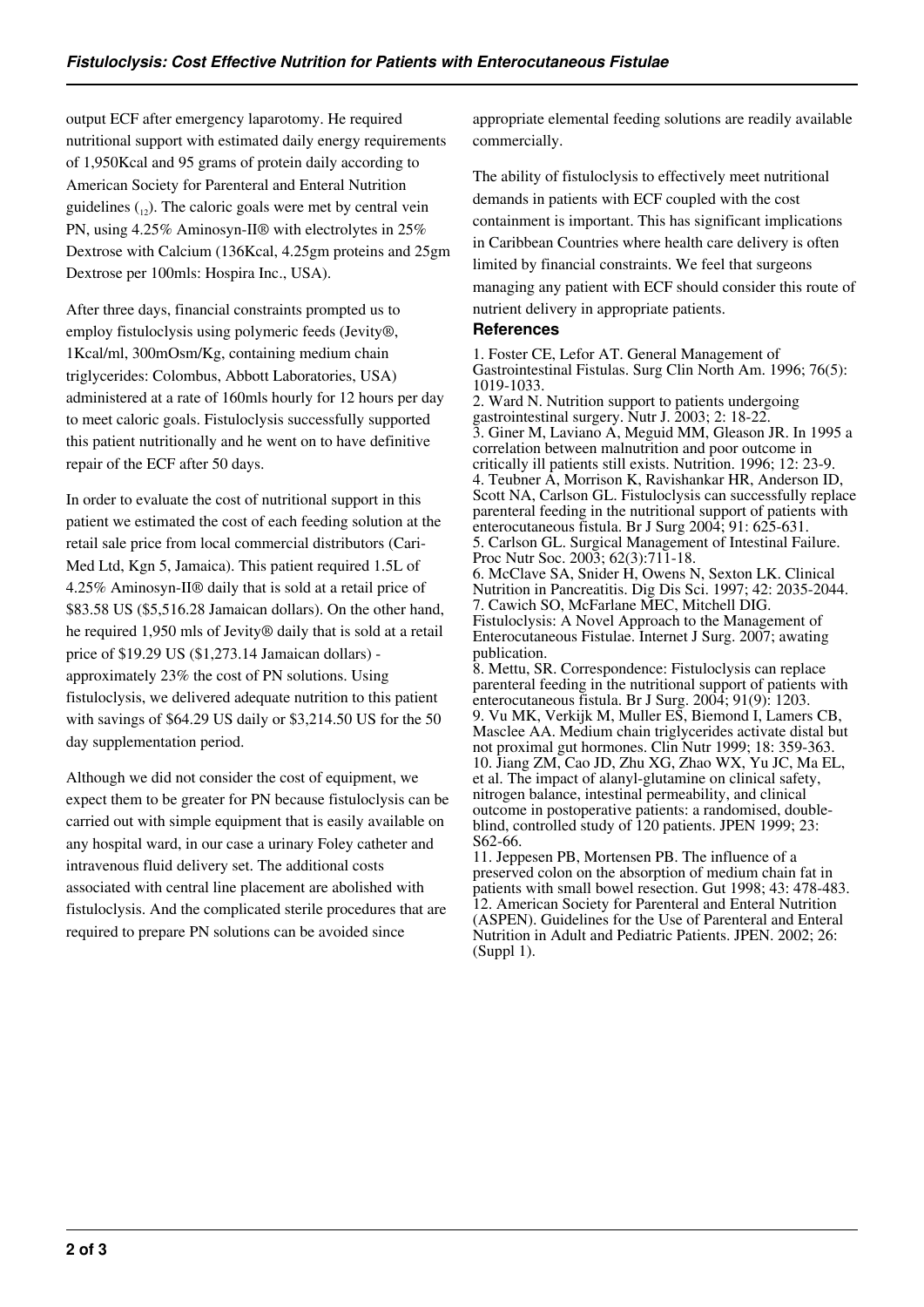output ECF after emergency laparotomy. He required nutritional support with estimated daily energy requirements of 1,950Kcal and 95 grams of protein daily according to American Society for Parenteral and Enteral Nutrition guidelines ([12]). The caloric goals were met by central vein PN, using 4.25% Aminosyn-II® with electrolytes in 25% Dextrose with Calcium (136Kcal, 4.25gm proteins and 25gm Dextrose per 100mls: Hospira Inc., USA).

After three days, financial constraints prompted us to employ fistuloclysis using polymeric feeds (Jevity®, 1Kcal/ml, 300mOsm/Kg, containing medium chain triglycerides: Colombus, Abbott Laboratories, USA) administered at a rate of 160mls hourly for 12 hours per day to meet caloric goals. Fistuloclysis successfully supported this patient nutritionally and he went on to have definitive repair of the ECF after 50 days.

In order to evaluate the cost of nutritional support in this patient we estimated the cost of each feeding solution at the retail sale price from local commercial distributors (Cari-Med Ltd, Kgn 5, Jamaica). This patient required 1.5L of 4.25% Aminosyn-II® daily that is sold at a retail price of $83.58 US ($5,516.28 Jamaican dollars). On the other hand, he required 1,950 mls of Jevity® daily that is sold at a retail price of $19.29 US ($1,273.14 Jamaican dollars) - approximately 23% the cost of PN solutions. Using fistuloclysis, we delivered adequate nutrition to this patient with savings of $64.29 US daily or $3,214.50 US for the 50 day supplementation period.

Although we did not consider the cost of equipment, we expect them to be greater for PN because fistuloclysis can be carried out with simple equipment that is easily available on any hospital ward, in our case a urinary Foley catheter and intravenous fluid delivery set. The additional costs associated with central line placement are abolished with fistuloclysis. And the complicated sterile procedures that are required to prepare PN solutions can be avoided since appropriate elemental feeding solutions are readily available commercially.

The ability of fistuloclysis to effectively meet nutritional demands in patients with ECF coupled with the cost containment is important. This has significant implications in Caribbean Countries where health care delivery is often limited by financial constraints. We feel that surgeons managing any patient with ECF should consider this route of nutrient delivery in appropriate patients.

### References

1. Foster CE, Lefor AT. General Management of Gastrointestinal Fistulas. Surg Clin North Am. 1996; 76(5): 1019-1033.
2. Ward N. Nutrition support to patients undergoing gastrointestinal surgery. Nutr J. 2003; 2: 18-22.
3. Giner M, Laviano A, Meguid MM, Gleason JR. In 1995 a correlation between malnutrition and poor outcome in critically ill patients still exists. Nutrition. 1996; 12: 23-9.
4. Teubner A, Morrison K, Ravishankar HR, Anderson ID, Scott NA, Carlson GL. Fistuloclysis can successfully replace parenteral feeding in the nutritional support of patients with enterocutaneous fistula. Br J Surg 2004; 91: 625-631.
5. Carlson GL. Surgical Management of Intestinal Failure. Proc Nutr Soc. 2003; 62(3):711-18.
6. McClave SA, Snider H, Owens N, Sexton LK. Clinical Nutrition in Pancreatitis. Dig Dis Sci. 1997; 42: 2035-2044.
7. Cawich SO, McFarlane MEC, Mitchell DIG. Fistuloclysis: A Novel Approach to the Management of Enterocutaneous Fistulae. Internet J Surg. 2007; awating publication.
8. Mettu, SR. Correspondence: Fistuloclysis can replace parenteral feeding in the nutritional support of patients with enterocutaneous fistula. Br J Surg. 2004; 91(9): 1203.
9. Vu MK, Verkijk M, Muller ES, Biemond I, Lamers CB, Masclee AA. Medium chain triglycerides activate distal but not proximal gut hormones. Clin Nutr 1999; 18: 359-363.
10. Jiang ZM, Cao JD, Zhu XG, Zhao WX, Yu JC, Ma EL, et al. The impact of alanyl-glutamine on clinical safety, nitrogen balance, intestinal permeability, and clinical outcome in postoperative patients: a randomised, double-blind, controlled study of 120 patients. JPEN 1999; 23: S62-66.
11. Jeppesen PB, Mortensen PB. The influence of a preserved colon on the absorption of medium chain fat in patients with small bowel resection. Gut 1998; 43: 478-483.
12. American Society for Parenteral and Enteral Nutrition (ASPEN). Guidelines for the Use of Parenteral and Enteral Nutrition in Adult and Pediatric Patients. JPEN. 2002; 26: (Suppl 1).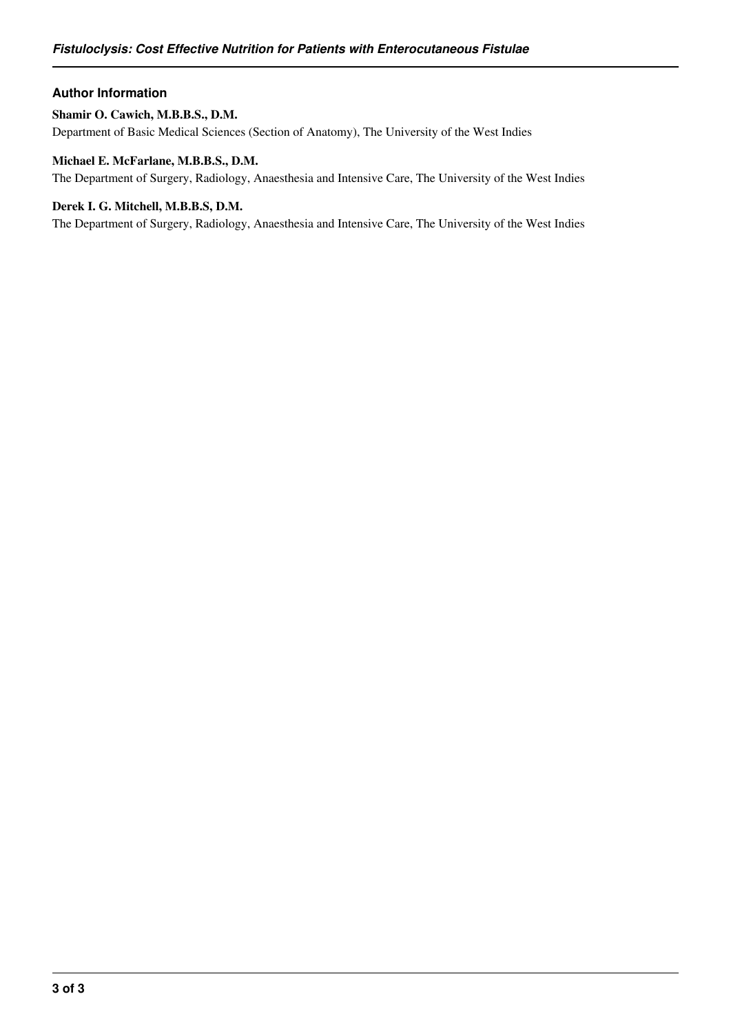## Author Information

**Shamir O. Cawich, M.B.B.S., D.M.**
Department of Basic Medical Sciences (Section of Anatomy), The University of the West Indies

**Michael E. McFarlane, M.B.B.S., D.M.**
The Department of Surgery, Radiology, Anaesthesia and Intensive Care, The University of the West Indies

**Derek I. G. Mitchell, M.B.B.S, D.M.**
The Department of Surgery, Radiology, Anaesthesia and Intensive Care, The University of the West Indies